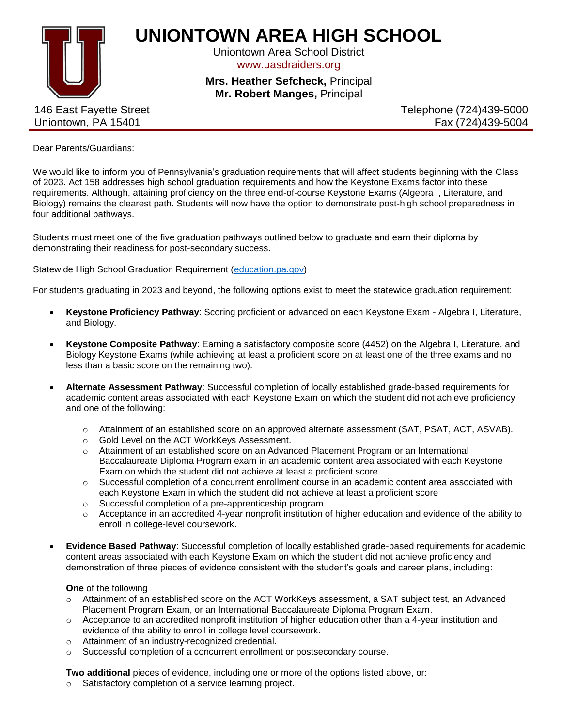# UNIONTOWN AREA HIGH SCHOOL

Uniontown Area School District
www.uasdraiders.org

**Mrs. Heather Sefcheck,** Principal
**Mr. Robert Manges,** Principal

146 East Fayette Street
Uniontown, PA 15401

Telephone (724)439-5000
Fax (724)439-5004

---

Dear Parents/Guardians:

We would like to inform you of Pennsylvania's graduation requirements that will affect students beginning with the Class of 2023. Act 158 addresses high school graduation requirements and how the Keystone Exams factor into these requirements. Although, attaining proficiency on the three end-of-course Keystone Exams (Algebra I, Literature, and Biology) remains the clearest path. Students will now have the option to demonstrate post-high school preparedness in four additional pathways.

Students must meet one of the five graduation pathways outlined below to graduate and earn their diploma by demonstrating their readiness for post-secondary success.

Statewide High School Graduation Requirement (education.pa.gov)

For students graduating in 2023 and beyond, the following options exist to meet the statewide graduation requirement:

- **Keystone Proficiency Pathway**: Scoring proficient or advanced on each Keystone Exam - Algebra I, Literature, and Biology.
- **Keystone Composite Pathway**: Earning a satisfactory composite score (4452) on the Algebra I, Literature, and Biology Keystone Exams (while achieving at least a proficient score on at least one of the three exams and no less than a basic score on the remaining two).
- **Alternate Assessment Pathway**: Successful completion of locally established grade-based requirements for academic content areas associated with each Keystone Exam on which the student did not achieve proficiency and one of the following:
  - Attainment of an established score on an approved alternate assessment (SAT, PSAT, ACT, ASVAB).
  - Gold Level on the ACT WorkKeys Assessment.
  - Attainment of an established score on an Advanced Placement Program or an International Baccalaureate Diploma Program exam in an academic content area associated with each Keystone Exam on which the student did not achieve at least a proficient score.
  - Successful completion of a concurrent enrollment course in an academic content area associated with each Keystone Exam in which the student did not achieve at least a proficient score
  - Successful completion of a pre-apprenticeship program.
  - Acceptance in an accredited 4-year nonprofit institution of higher education and evidence of the ability to enroll in college-level coursework.
- **Evidence Based Pathway**: Successful completion of locally established grade-based requirements for academic content areas associated with each Keystone Exam on which the student did not achieve proficiency and demonstration of three pieces of evidence consistent with the student's goals and career plans, including:

  **One** of the following
  - Attainment of an established score on the ACT WorkKeys assessment, a SAT subject test, an Advanced Placement Program Exam, or an International Baccalaureate Diploma Program Exam.
  - Acceptance to an accredited nonprofit institution of higher education other than a 4-year institution and evidence of the ability to enroll in college level coursework.
  - Attainment of an industry-recognized credential.
  - Successful completion of a concurrent enrollment or postsecondary course.

  **Two additional** pieces of evidence, including one or more of the options listed above, or:
  - Satisfactory completion of a service learning project.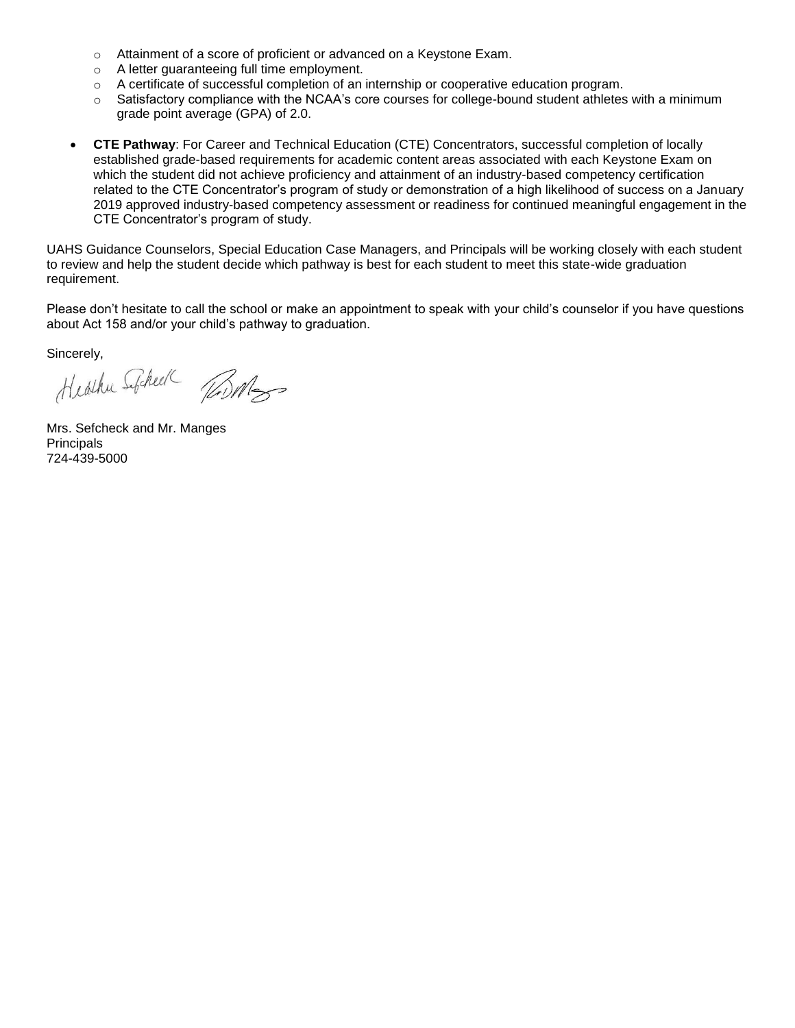- Attainment of a score of proficient or advanced on a Keystone Exam.
- A letter guaranteeing full time employment.
- A certificate of successful completion of an internship or cooperative education program.
- Satisfactory compliance with the NCAA's core courses for college-bound student athletes with a minimum grade point average (GPA) of 2.0.

- **CTE Pathway**: For Career and Technical Education (CTE) Concentrators, successful completion of locally established grade-based requirements for academic content areas associated with each Keystone Exam on which the student did not achieve proficiency and attainment of an industry-based competency certification related to the CTE Concentrator's program of study or demonstration of a high likelihood of success on a January 2019 approved industry-based competency assessment or readiness for continued meaningful engagement in the CTE Concentrator's program of study.

UAHS Guidance Counselors, Special Education Case Managers, and Principals will be working closely with each student to review and help the student decide which pathway is best for each student to meet this state-wide graduation requirement.

Please don't hesitate to call the school or make an appointment to speak with your child's counselor if you have questions about Act 158 and/or your child's pathway to graduation.

Sincerely,

Heather Sefcheck

Mrs. Sefcheck and Mr. Manges
Principals
724-439-5000